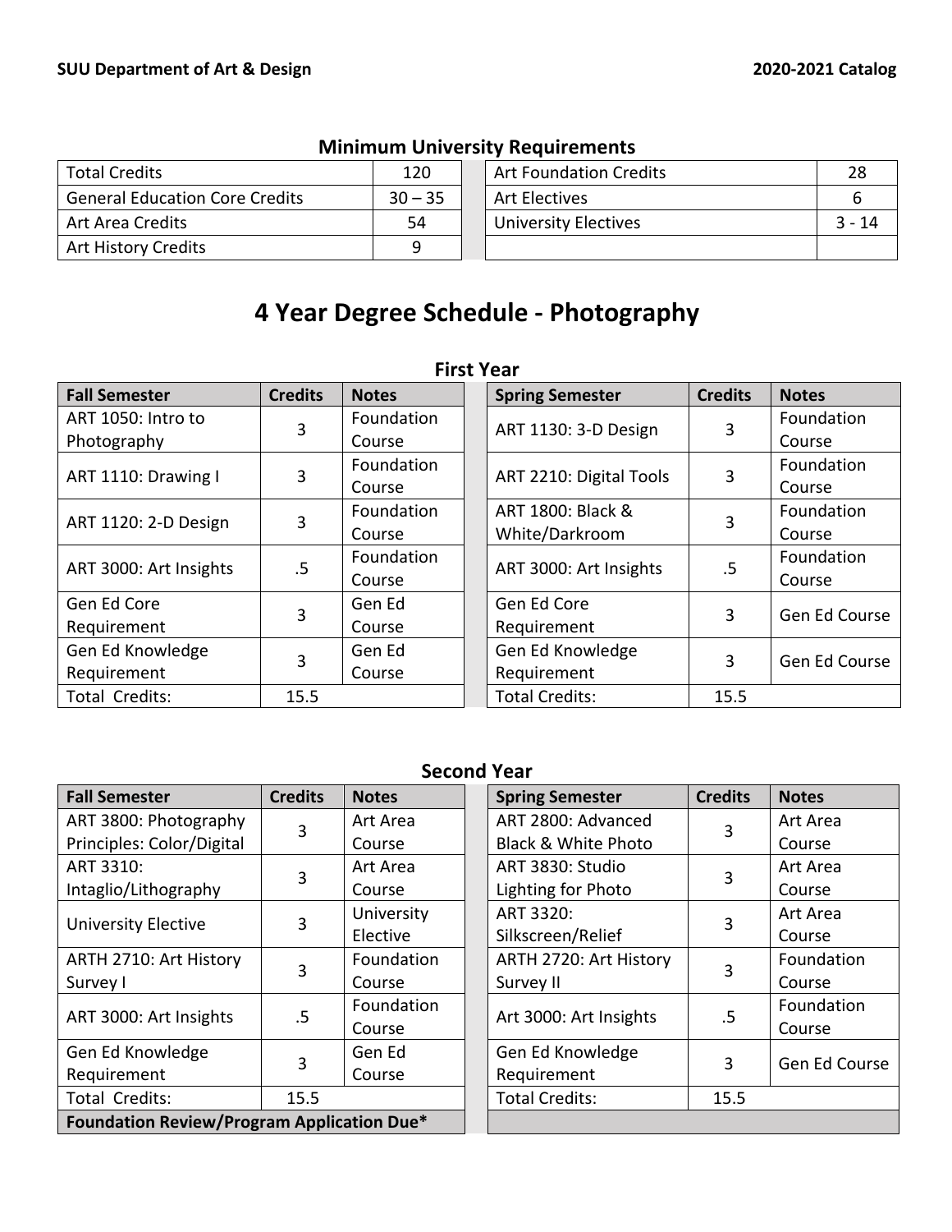## Minimum University Requirements

| | | | | |
|---|---|---|---|---|
| Total Credits | 120 | | Art Foundation Credits | 28 |
| General Education Core Credits | 30 – 35 | | Art Electives | 6 |
| Art Area Credits | 54 | | University Electives | 3 - 14 |
| Art History Credits | 9 | | | |

# 4 Year Degree Schedule - Photography

### First Year

| Fall Semester | Credits | Notes | | Spring Semester | Credits | Notes |
|---|---|---|---|---|---|---|
| ART 1050: Intro to Photography | 3 | Foundation Course | | ART 1130: 3-D Design | 3 | Foundation Course |
| ART 1110: Drawing I | 3 | Foundation Course | | ART 2210: Digital Tools | 3 | Foundation Course |
| ART 1120: 2-D Design | 3 | Foundation Course | | ART 1800: Black & White/Darkroom | 3 | Foundation Course |
| ART 3000: Art Insights | .5 | Foundation Course | | ART 3000: Art Insights | .5 | Foundation Course |
| Gen Ed Core Requirement | 3 | Gen Ed Course | | Gen Ed Core Requirement | 3 | Gen Ed Course |
| Gen Ed Knowledge Requirement | 3 | Gen Ed Course | | Gen Ed Knowledge Requirement | 3 | Gen Ed Course |
| Total Credits: | 15.5 | | | Total Credits: | 15.5 | |

### Second Year

| Fall Semester | Credits | Notes | | Spring Semester | Credits | Notes |
|---|---|---|---|---|---|---|
| ART 3800: Photography Principles: Color/Digital | 3 | Art Area Course | | ART 2800: Advanced Black & White Photo | 3 | Art Area Course |
| ART 3310: Intaglio/Lithography | 3 | Art Area Course | | ART 3830: Studio Lighting for Photo | 3 | Art Area Course |
| University Elective | 3 | University Elective | | ART 3320: Silkscreen/Relief | 3 | Art Area Course |
| ARTH 2710: Art History Survey I | 3 | Foundation Course | | ARTH 2720: Art History Survey II | 3 | Foundation Course |
| ART 3000: Art Insights | .5 | Foundation Course | | Art 3000: Art Insights | .5 | Foundation Course |
| Gen Ed Knowledge Requirement | 3 | Gen Ed Course | | Gen Ed Knowledge Requirement | 3 | Gen Ed Course |
| Total Credits: | 15.5 | | | Total Credits: | 15.5 | |
| **Foundation Review/Program Application Due*** | | | | | | |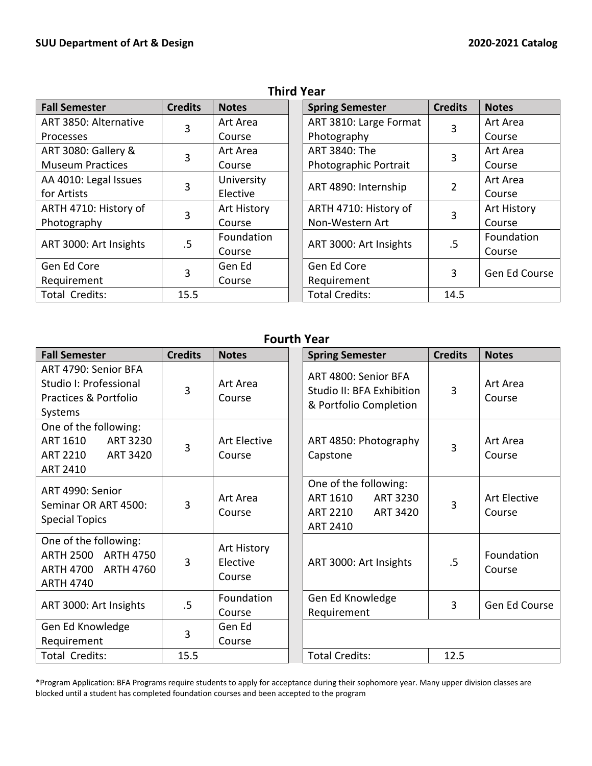## Third Year

| Fall Semester | Credits | Notes |
|---|---|---|
| ART 3850: Alternative Processes | 3 | Art Area Course |
| ART 3080: Gallery & Museum Practices | 3 | Art Area Course |
| AA 4010: Legal Issues for Artists | 3 | University Elective |
| ARTH 4710: History of Photography | 3 | Art History Course |
| ART 3000: Art Insights | .5 | Foundation Course |
| Gen Ed Core Requirement | 3 | Gen Ed Course |
| Total Credits: | 15.5 | |

| Spring Semester | Credits | Notes |
|---|---|---|
| ART 3810: Large Format Photography | 3 | Art Area Course |
| ART 3840: The Photographic Portrait | 3 | Art Area Course |
| ART 4890: Internship | 2 | Art Area Course |
| ARTH 4710: History of Non-Western Art | 3 | Art History Course |
| ART 3000: Art Insights | .5 | Foundation Course |
| Gen Ed Core Requirement | 3 | Gen Ed Course |
| Total Credits: | 14.5 | |

## Fourth Year

| Fall Semester | Credits | Notes |
|---|---|---|
| ART 4790: Senior BFA Studio I: Professional Practices & Portfolio Systems | 3 | Art Area Course |
| One of the following: ART 1610 ART 3230 ART 2210 ART 3420 ART 2410 | 3 | Art Elective Course |
| ART 4990: Senior Seminar OR ART 4500: Special Topics | 3 | Art Area Course |
| One of the following: ARTH 2500 ARTH 4750 ARTH 4700 ARTH 4760 ARTH 4740 | 3 | Art History Elective Course |
| ART 3000: Art Insights | .5 | Foundation Course |
| Gen Ed Knowledge Requirement | 3 | Gen Ed Course |
| Total Credits: | 15.5 | |

| Spring Semester | Credits | Notes |
|---|---|---|
| ART 4800: Senior BFA Studio II: BFA Exhibition & Portfolio Completion | 3 | Art Area Course |
| ART 4850: Photography Capstone | 3 | Art Area Course |
| One of the following: ART 1610 ART 3230 ART 2210 ART 3420 ART 2410 | 3 | Art Elective Course |
| ART 3000: Art Insights | .5 | Foundation Course |
| Gen Ed Knowledge Requirement | 3 | Gen Ed Course |
| | | |
| Total Credits: | 12.5 | |

*Program Application: BFA Programs require students to apply for acceptance during their sophomore year. Many upper division classes are blocked until a student has completed foundation courses and been accepted to the program